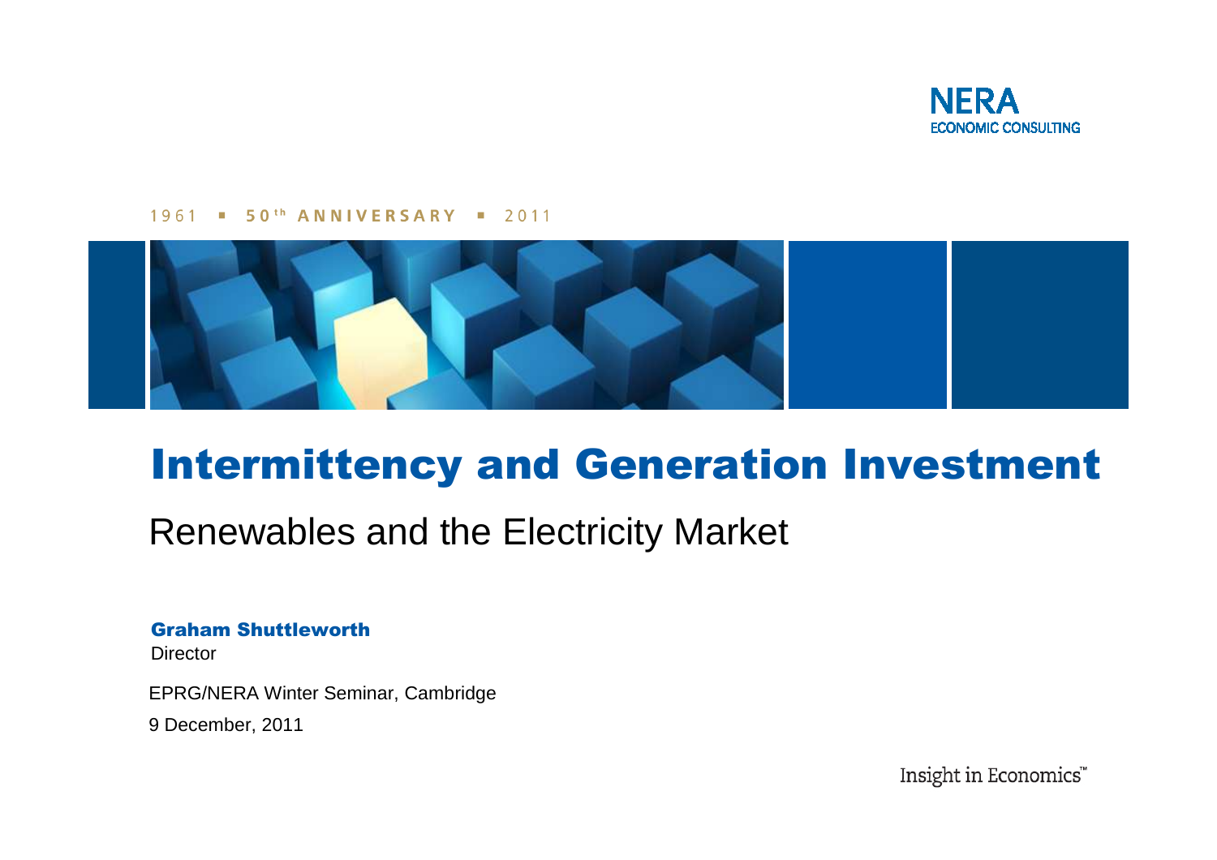NERA
ECONOMIC CONSULTING

1961 ▪ 50th ANNIVERSARY ▪ 2011

# Intermittency and Generation Investment

## Renewables and the Electricity Market

**Graham Shuttleworth**
Director

EPRG/NERA Winter Seminar, Cambridge

9 December, 2011

Insight in Economics™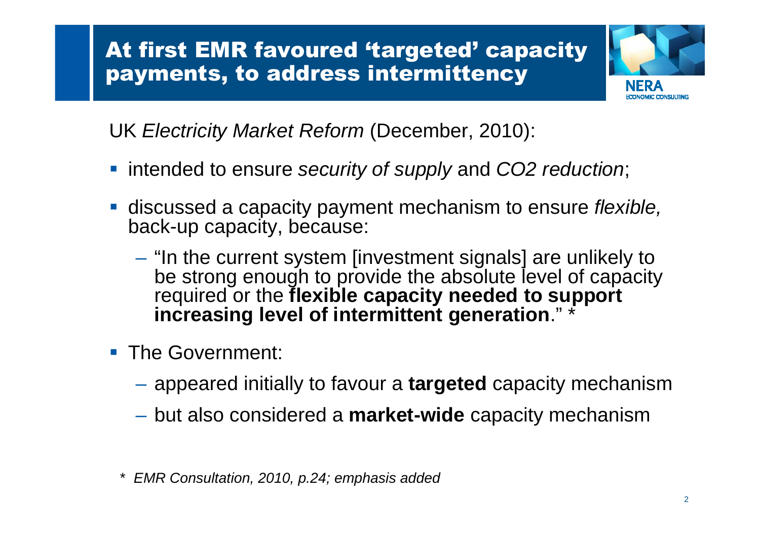# At first EMR favoured ‘targeted’ capacity payments, to address intermittency

UK *Electricity Market Reform* (December, 2010):

- intended to ensure *security of supply* and *CO2 reduction*;
- discussed a capacity payment mechanism to ensure *flexible,* back-up capacity, because:
  - “In the current system [investment signals] are unlikely to be strong enough to provide the absolute level of capacity required or the **flexible capacity needed to support increasing level of intermittent generation**.” *
- The Government:
  - appeared initially to favour a **targeted** capacity mechanism
  - but also considered a **market-wide** capacity mechanism

\* *EMR Consultation, 2010, p.24; emphasis added*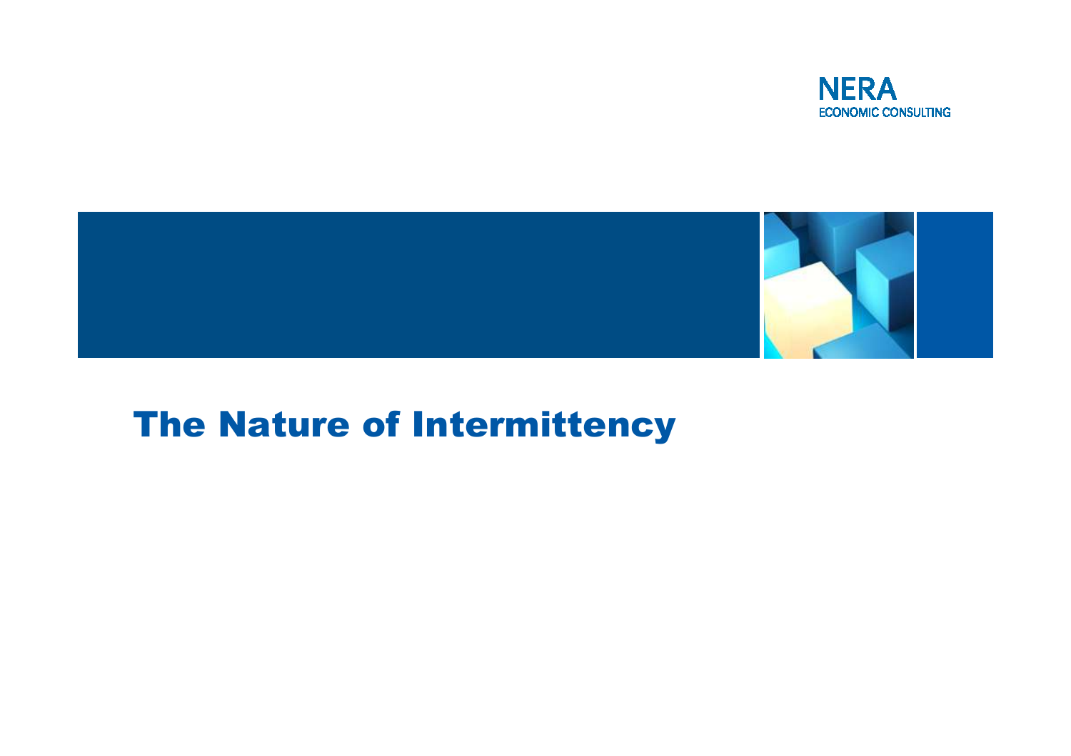# The Nature of Intermittency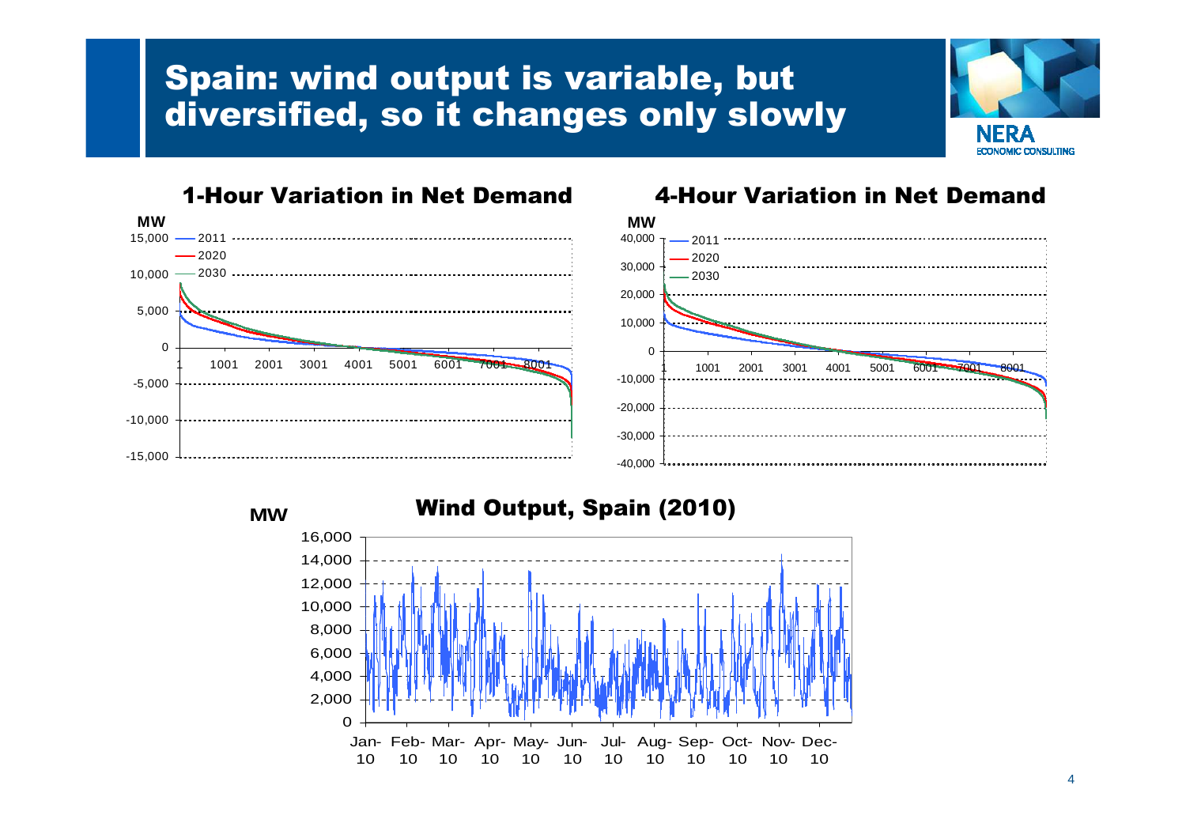# Spain: wind output is variable, but diversified, so it changes only slowly

## 1-Hour Variation in Net Demand

MW

15,000 — 2011
10,000 — 2020
5,000 — 2030
0
-5,000
-10,000
-15,000

1 1001 2001 3001 4001 5001 6001 7001 8001

## 4-Hour Variation in Net Demand

MW

40,000 — 2011
30,000 — 2020
20,000 — 2030
10,000
0
-10,000
-20,000
-30,000
-40,000

1 1001 2001 3001 4001 5001 6001 7001 8001

## Wind Output, Spain (2010)

MW

16,000
14,000
12,000
10,000
8,000
6,000
4,000
2,000
0

Jan-10 Feb-10 Mar-10 Apr-10 May-10 Jun-10 Jul-10 Aug-10 Sep-10 Oct-10 Nov-10 Dec-10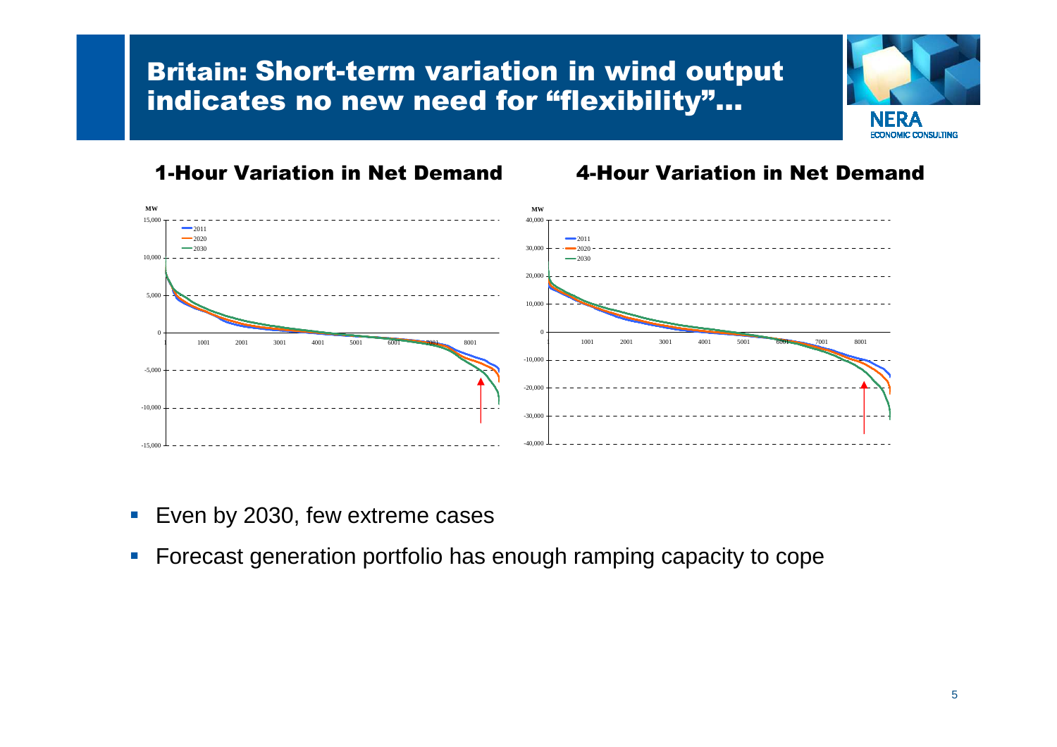# Britain: Short-term variation in wind output indicates no new need for "flexibility"...

### 1-Hour Variation in Net Demand

### 4-Hour Variation in Net Demand

- Even by 2030, few extreme cases
- Forecast generation portfolio has enough ramping capacity to cope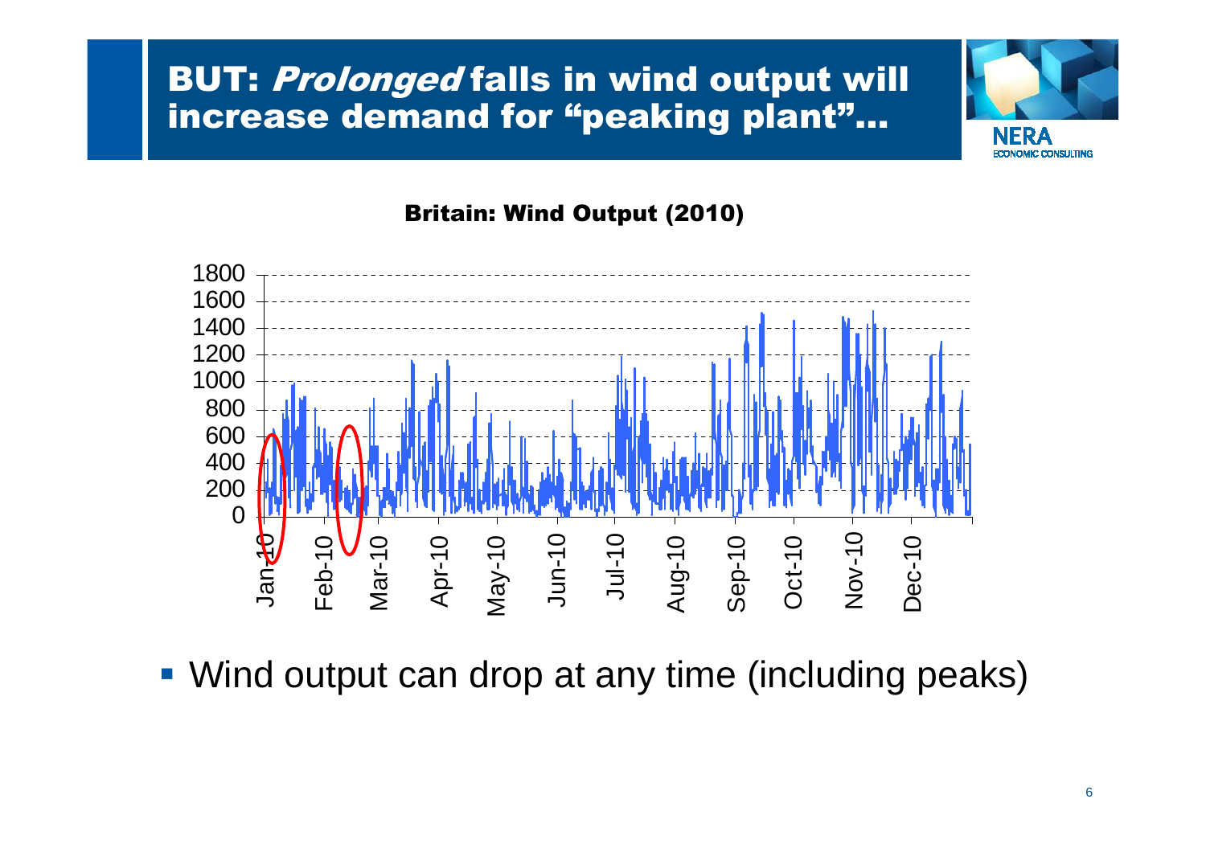# BUT: *Prolonged* falls in wind output will increase demand for "peaking plant"...

**Britain: Wind Output (2010)**

- Wind output can drop at any time (including peaks)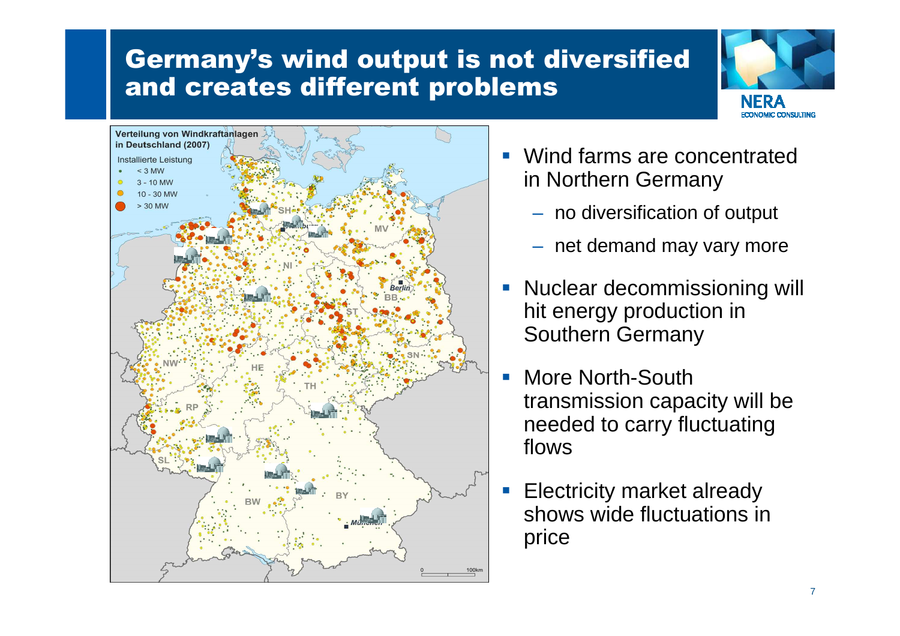# Germany's wind output is not diversified and creates different problems

- Wind farms are concentrated in Northern Germany
  - no diversification of output
  - net demand may vary more
- Nuclear decommissioning will hit energy production in Southern Germany
- More North-South transmission capacity will be needed to carry fluctuating flows
- Electricity market already shows wide fluctuations in price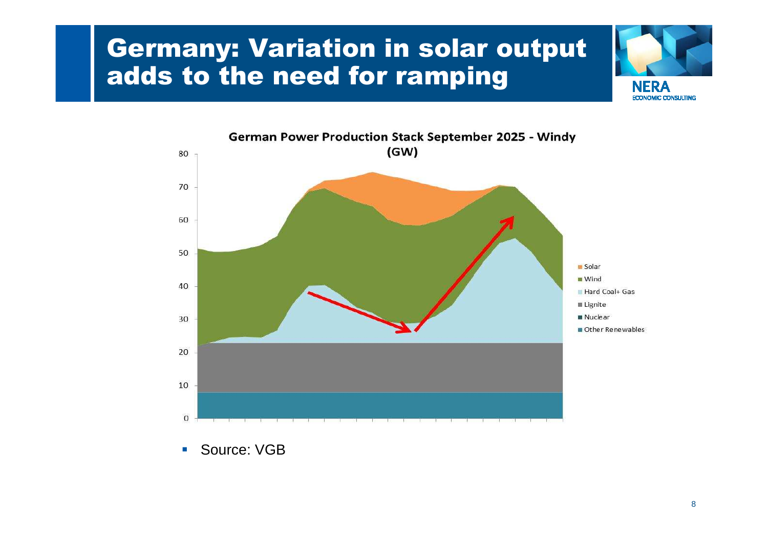# Germany: Variation in solar output adds to the need for ramping

**German Power Production Stack September 2025 - Windy (GW)**

- Solar
- Wind
- Hard Coal+ Gas
- Lignite
- Nuclear
- Other Renewables

- Source: VGB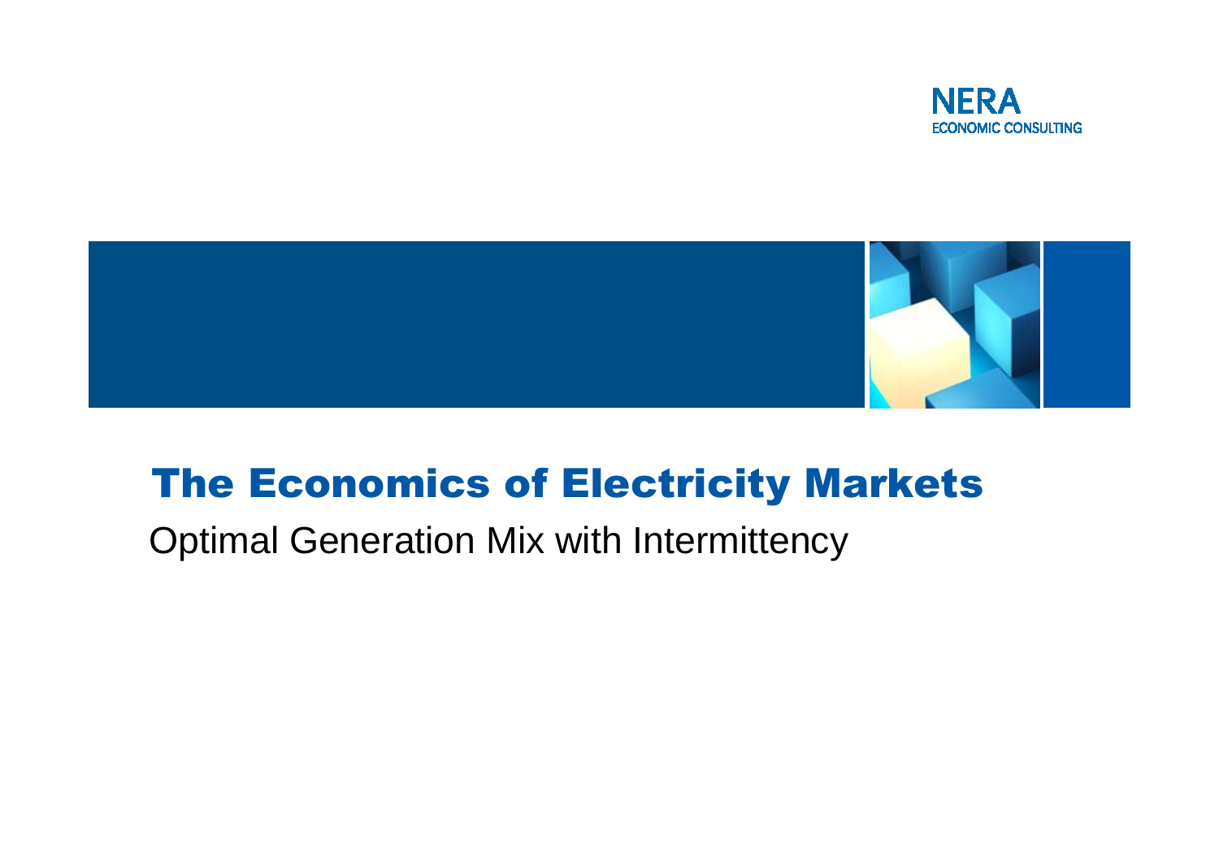# The Economics of Electricity Markets

## Optimal Generation Mix with Intermittency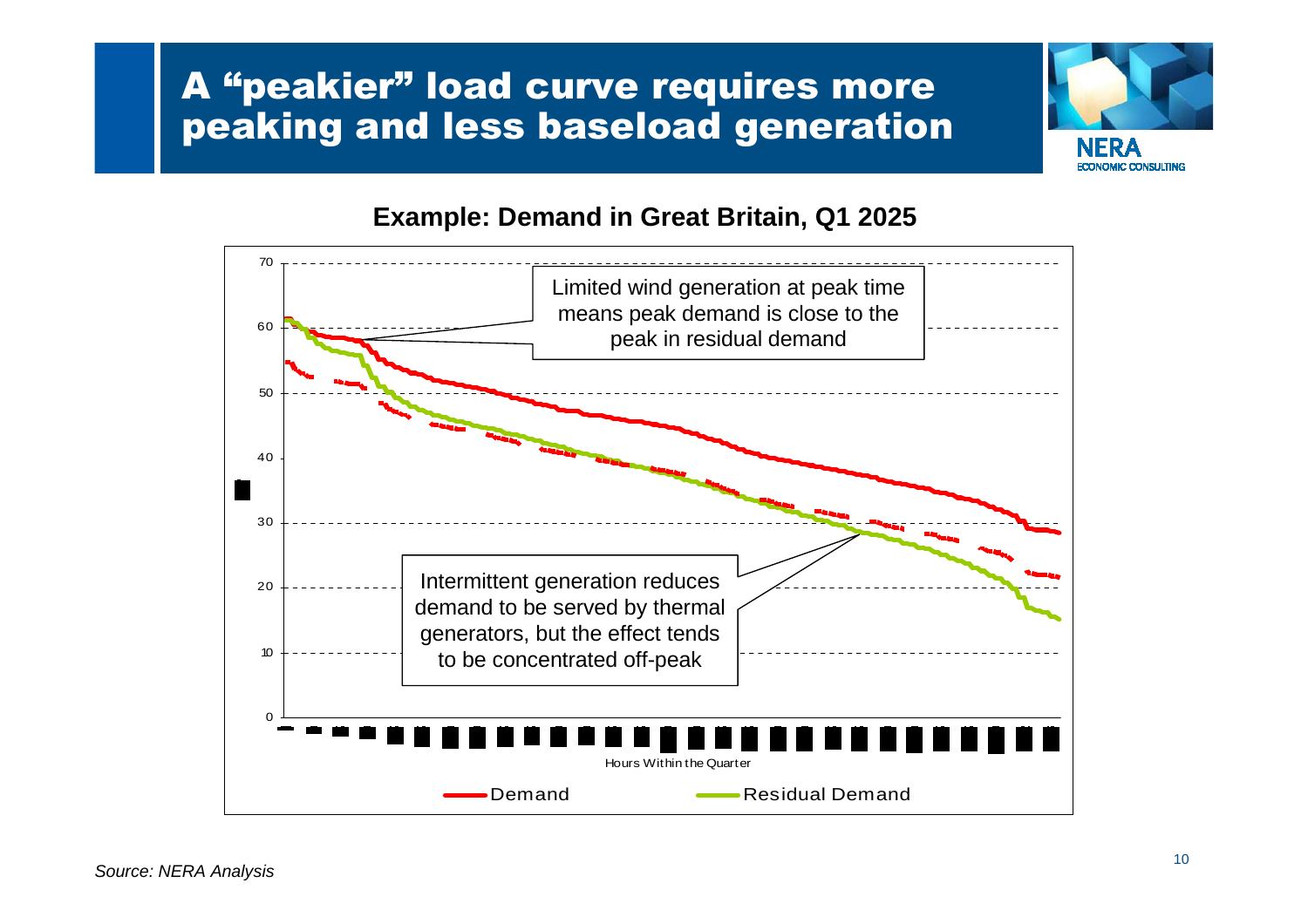# A "peakier" load curve requires more peaking and less baseload generation

**Example: Demand in Great Britain, Q1 2025**

Limited wind generation at peak time means peak demand is close to the peak in residual demand

Intermittent generation reduces demand to be served by thermal generators, but the effect tends to be concentrated off-peak

Hours Within the Quarter

Demand — Residual Demand

*Source: NERA Analysis*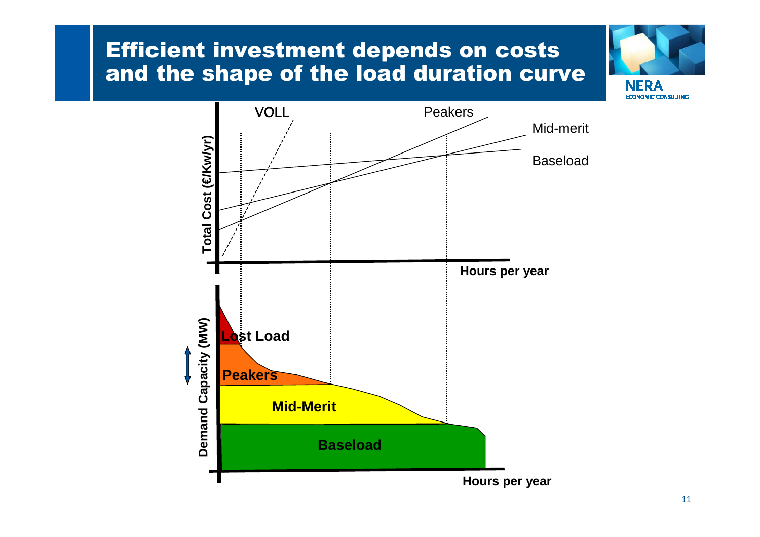# Efficient investment depends on costs and the shape of the load duration curve

Total Cost (€/Kw/yr)

VOLL

Peakers

Mid-merit

Baseload

Hours per year

Demand Capacity (MW)

Lost Load

Peakers

Mid-Merit

Baseload

Hours per year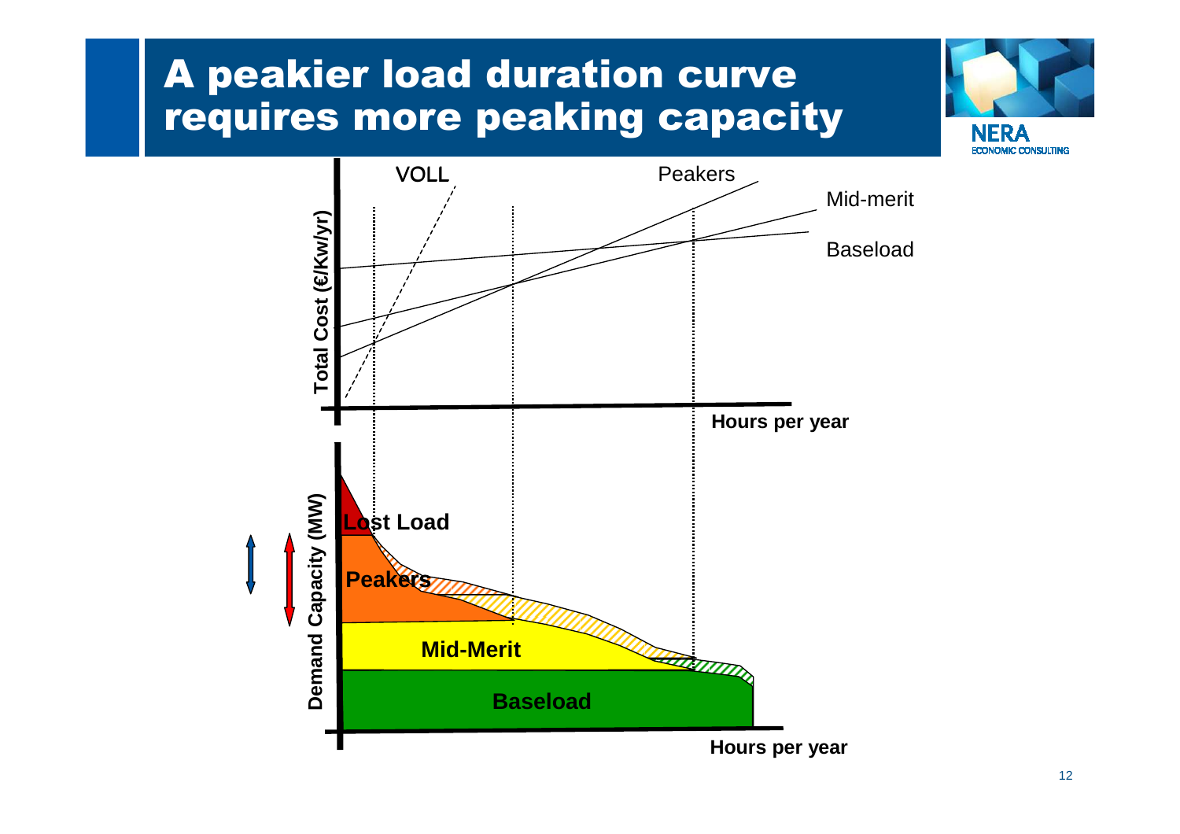# A peakier load duration curve requires more peaking capacity

Total Cost (€/Kw/yr)

VOLL

Peakers

Mid-merit

Baseload

Hours per year

Demand Capacity (MW)

Lost Load

Peakers

Mid-Merit

Baseload

Hours per year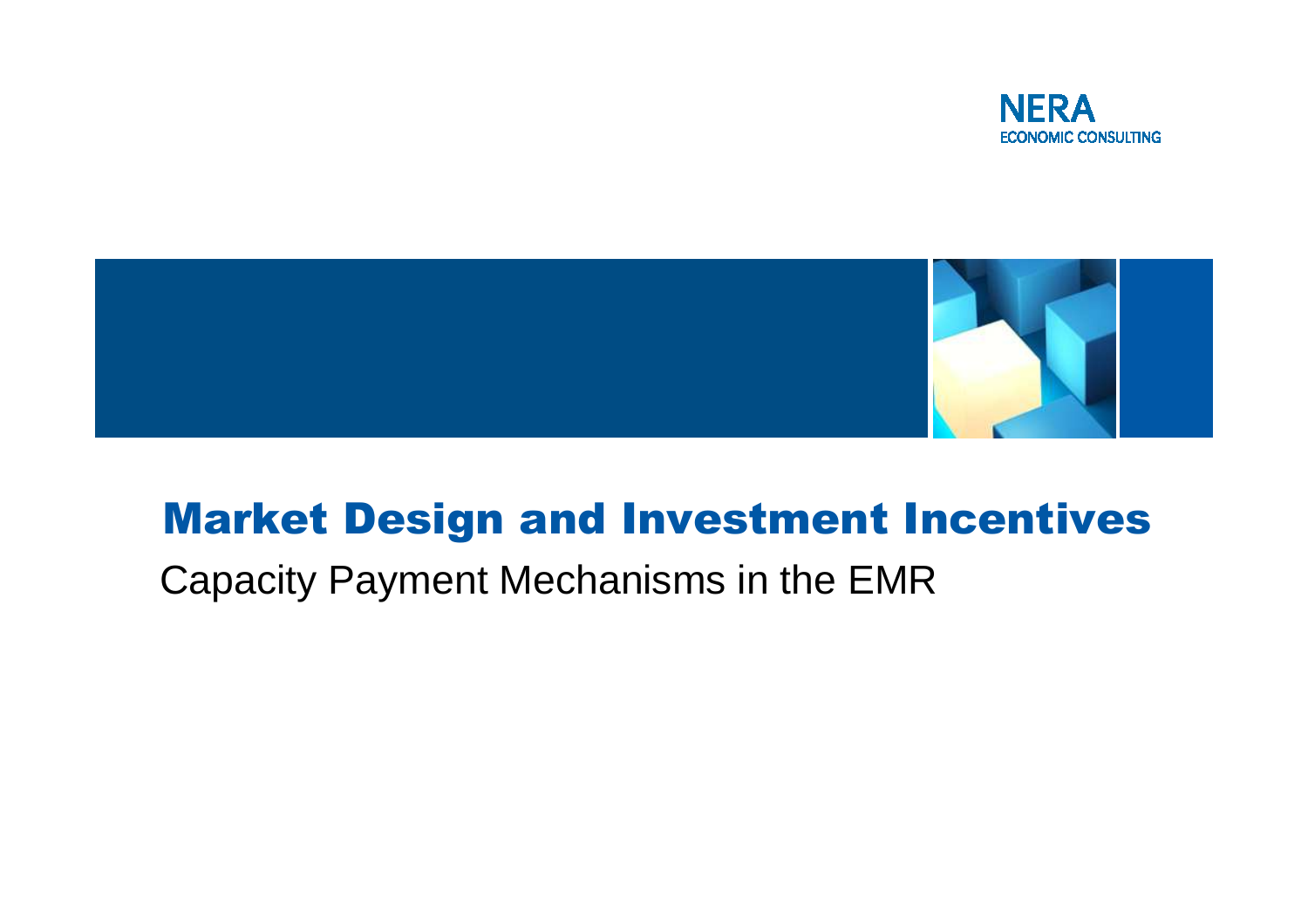# Market Design and Investment Incentives

## Capacity Payment Mechanisms in the EMR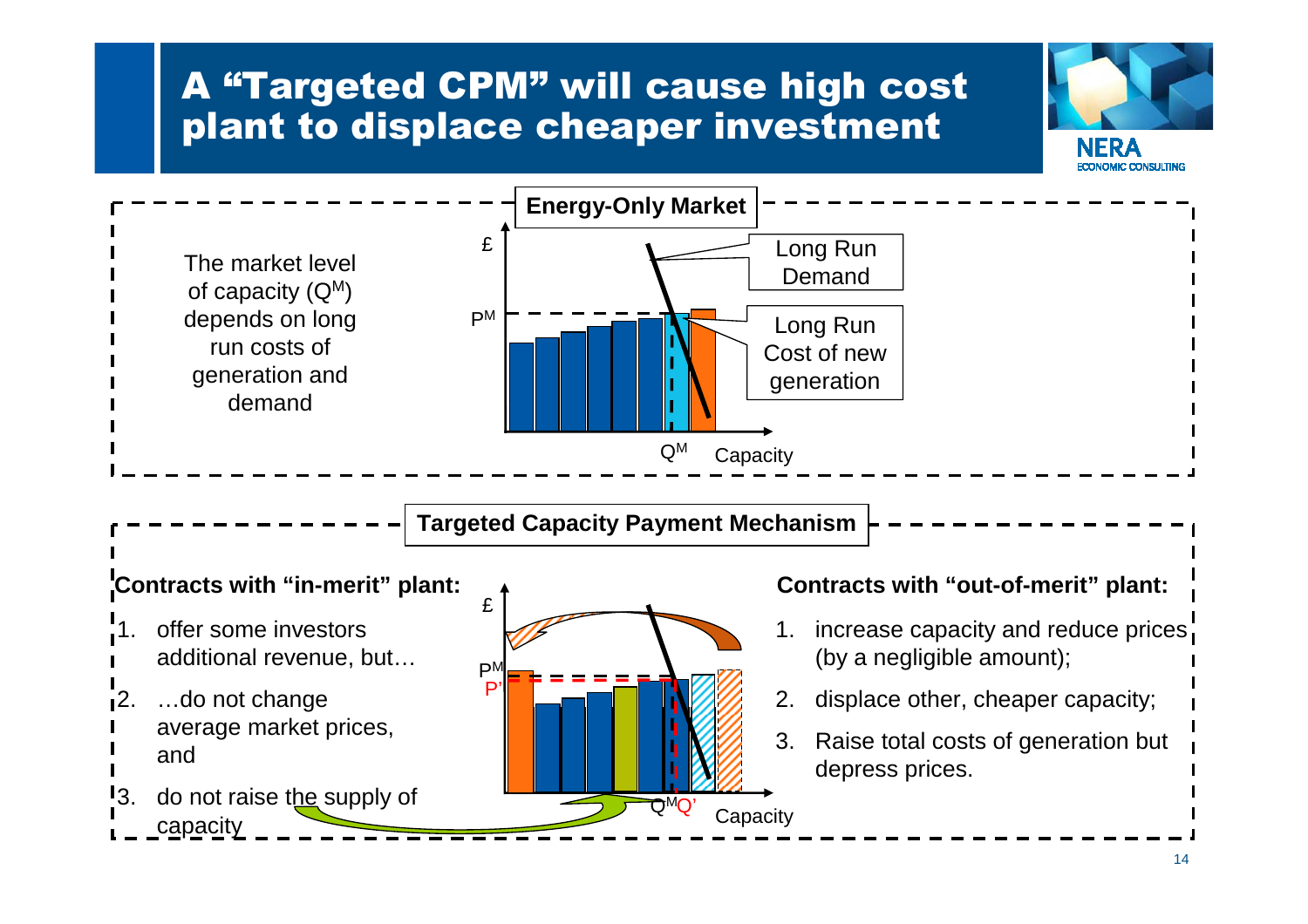# A "Targeted CPM" will cause high cost plant to displace cheaper investment

## Energy-Only Market

The market level of capacity ($Q^M$) depends on long run costs of generation and demand

£

$P^M$

Long Run Demand

Long Run Cost of new generation

$Q^M$ Capacity

## Targeted Capacity Payment Mechanism

**Contracts with "in-merit" plant:**

1. offer some investors additional revenue, but…
2. …do not change average market prices, and
3. do not raise the supply of capacity

£

$P^M$

$P'$

$Q^M$ $Q'$ Capacity

**Contracts with "out-of-merit" plant:**

1. increase capacity and reduce prices (by a negligible amount);
2. displace other, cheaper capacity;
3. Raise total costs of generation but depress prices.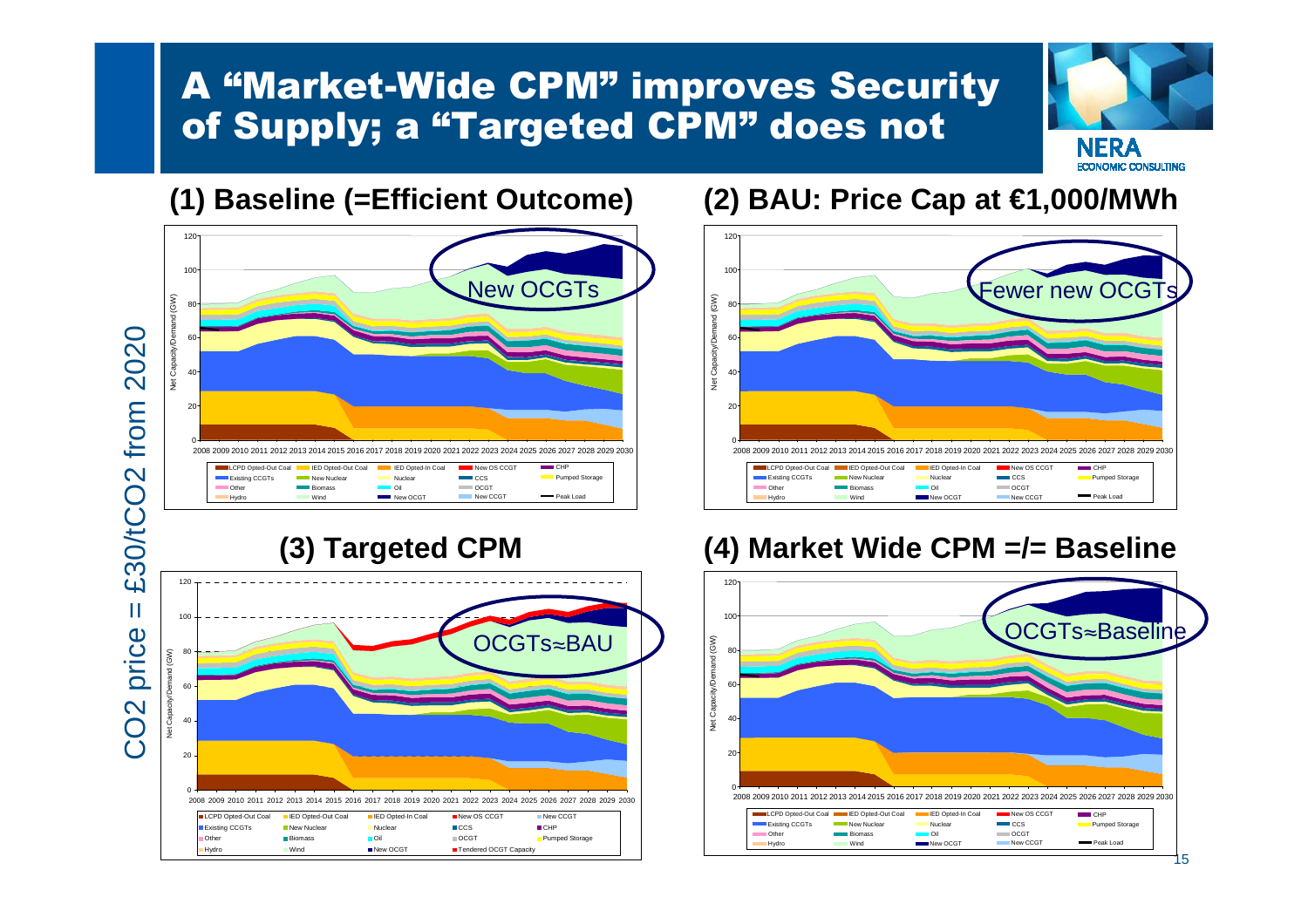# A "Market-Wide CPM" improves Security of Supply; a "Targeted CPM" does not

$CO_2$ price = £30/t$CO_2$ from 2020

### (1) Baseline (=Efficient Outcome)

New OCGTs

### (2) BAU: Price Cap at €1,000/MWh

Fewer new OCGTs

### (3) Targeted CPM

OCGTs≈BAU

### (4) Market Wide CPM =/= Baseline

OCGTs≈Baseline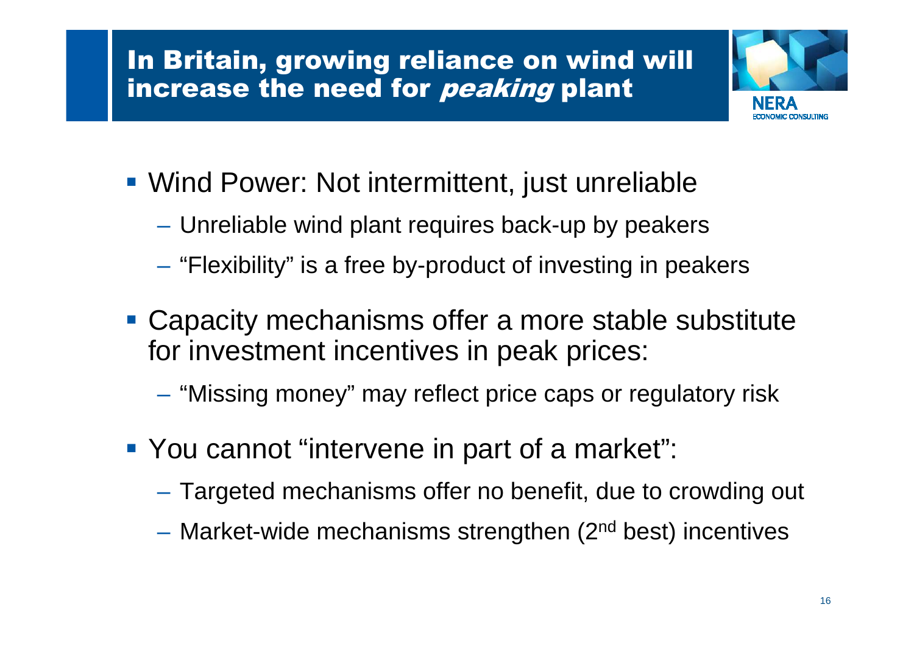# In Britain, growing reliance on wind will increase the need for *peaking* plant

- Wind Power: Not intermittent, just unreliable
  - Unreliable wind plant requires back-up by peakers
  - “Flexibility” is a free by-product of investing in peakers
- Capacity mechanisms offer a more stable substitute for investment incentives in peak prices:
  - “Missing money” may reflect price caps or regulatory risk
- You cannot “intervene in part of a market”:
  - Targeted mechanisms offer no benefit, due to crowding out
  - Market-wide mechanisms strengthen (2nd best) incentives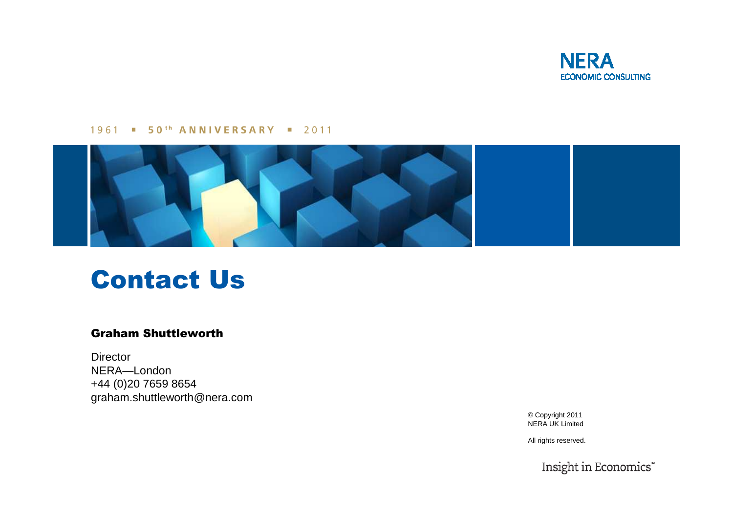NERA
ECONOMIC CONSULTING

1961 ▪ 50th ANNIVERSARY ▪ 2011

# Contact Us

**Graham Shuttleworth**

Director
NERA—London
+44 (0)20 7659 8654
graham.shuttleworth@nera.com

© Copyright 2011
NERA UK Limited

All rights reserved.

Insight in Economics™